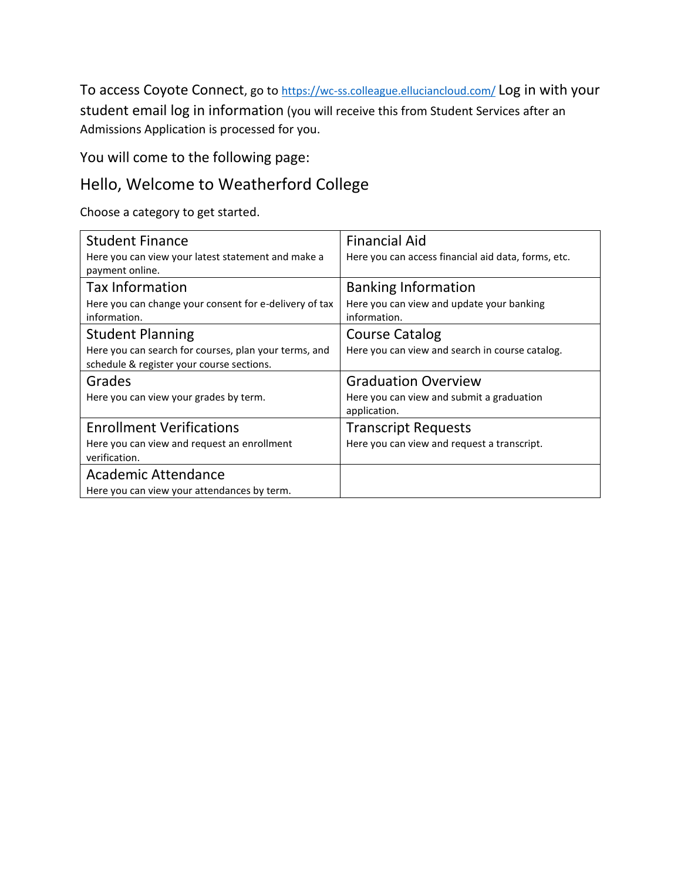To access Coyote Connect, go to [https://wc-ss.colleague.elluciancloud.com/](https://wc-ss.colleague.elluciancloud.com/) Log in with your student email log in information (you will receive this from Student Services after an Admissions Application is processed for you.

You will come to the following page:

## Hello, Welcome to Weatherford College

Choose a category to get started.

| | |
|---|---|
| **Student Finance**<br>Here you can view your latest statement and make a payment online. | **Financial Aid**<br>Here you can access financial aid data, forms, etc. |
| **Tax Information**<br>Here you can change your consent for e-delivery of tax information. | **Banking Information**<br>Here you can view and update your banking information. |
| **Student Planning**<br>Here you can search for courses, plan your terms, and schedule & register your course sections. | **Course Catalog**<br>Here you can view and search in course catalog. |
| **Grades**<br>Here you can view your grades by term. | **Graduation Overview**<br>Here you can view and submit a graduation application. |
| **Enrollment Verifications**<br>Here you can view and request an enrollment verification. | **Transcript Requests**<br>Here you can view and request a transcript. |
| **Academic Attendance**<br>Here you can view your attendances by term. | |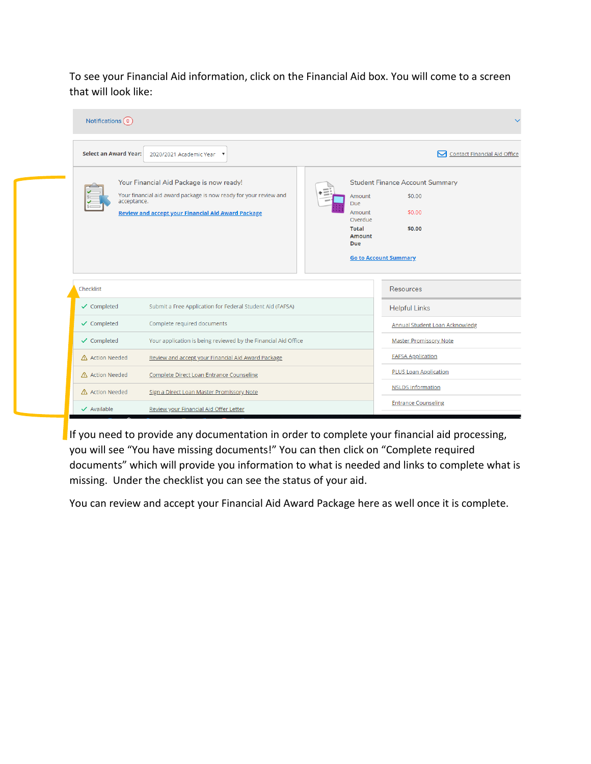To see your Financial Aid information, click on the Financial Aid box. You will come to a screen that will look like:

Notifications 0

Select an Award Year: 2020/2021 Academic Year

Contact Financial Aid Office

Your Financial Aid Package is now ready!

Your financial aid award package is now ready for your review and acceptance.

Review and accept your Financial Aid Award Package

Student Finance Account Summary

| | |
|---|---|
| Amount Due | $0.00 |
| Amount Overdue | $0.00 |
| **Total Amount Due** | **$0.00** |

Go to Account Summary

Checklist

| | |
|---|---|
| Completed | Submit a Free Application for Federal Student Aid (FAFSA) |
| Completed | Complete required documents |
| Completed | Your application is being reviewed by the Financial Aid Office |
| Action Needed | Review and accept your Financial Aid Award Package |
| Action Needed | Complete Direct Loan Entrance Counseling |
| Action Needed | Sign a Direct Loan Master Promissory Note |
| Available | Review your Financial Aid Offer Letter |

Resources

Helpful Links

- Annual Student Loan Acknowledg
- Master Promissory Note
- FAFSA Application
- PLUS Loan Application
- NSLDS Information
- Entrance Counseling

If you need to provide any documentation in order to complete your financial aid processing, you will see "You have missing documents!" You can then click on "Complete required documents" which will provide you information to what is needed and links to complete what is missing. Under the checklist you can see the status of your aid.

You can review and accept your Financial Aid Award Package here as well once it is complete.